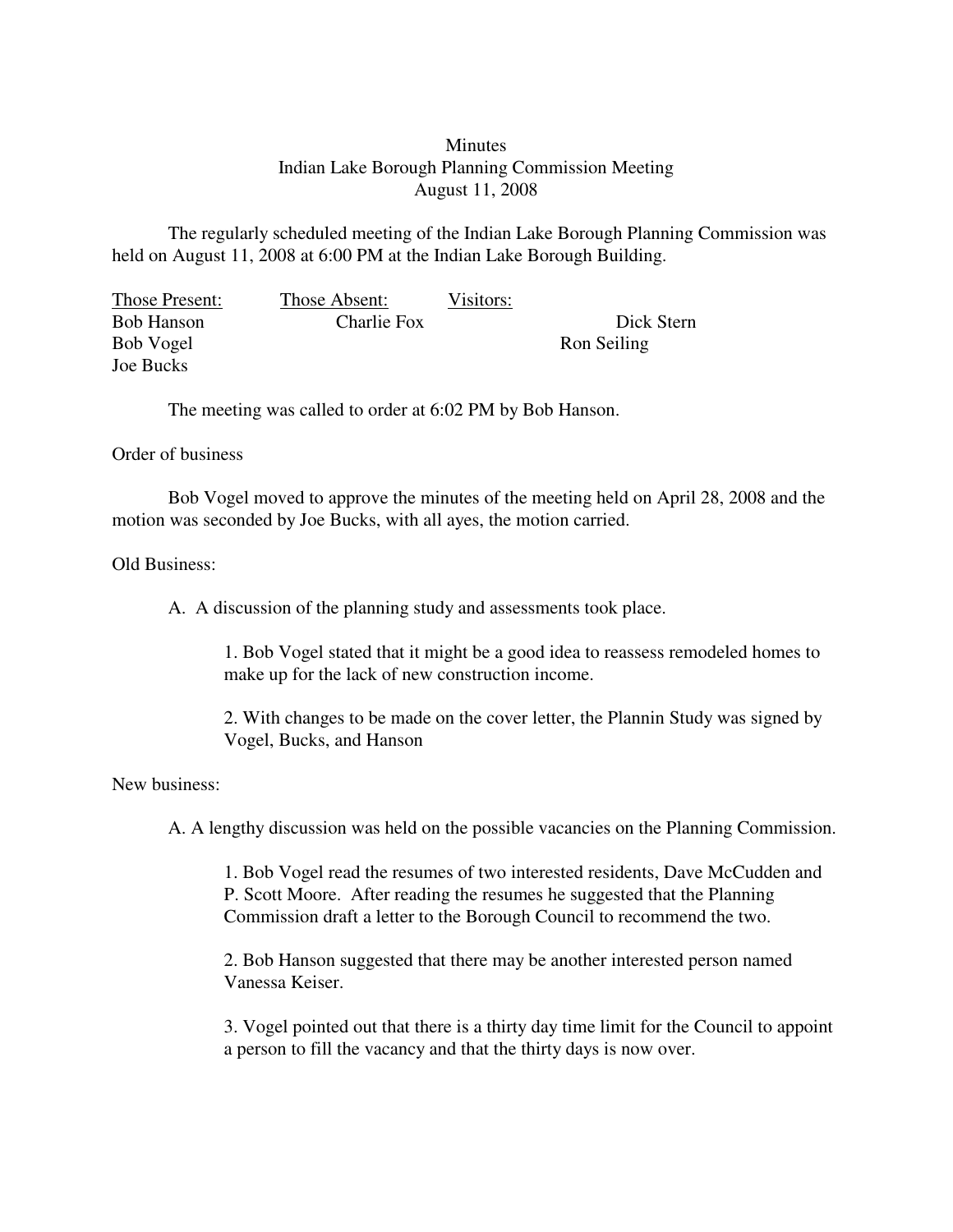# Minutes
## Indian Lake Borough Planning Commission Meeting
## August 11, 2008

The regularly scheduled meeting of the Indian Lake Borough Planning Commission was held on August 11, 2008 at 6:00 PM at the Indian Lake Borough Building.

| Those Present: | Those Absent: | Visitors: |
|---|---|---|
| Bob Hanson | Charlie Fox | Dick Stern |
| Bob Vogel | | Ron Seiling |
| Joe Bucks | | |

The meeting was called to order at 6:02 PM by Bob Hanson.

Order of business

Bob Vogel moved to approve the minutes of the meeting held on April 28, 2008 and the motion was seconded by Joe Bucks, with all ayes, the motion carried.

Old Business:

A. A discussion of the planning study and assessments took place.

1. Bob Vogel stated that it might be a good idea to reassess remodeled homes to make up for the lack of new construction income.

2. With changes to be made on the cover letter, the Plannin Study was signed by Vogel, Bucks, and Hanson

New business:

A. A lengthy discussion was held on the possible vacancies on the Planning Commission.

1. Bob Vogel read the resumes of two interested residents, Dave McCudden and P. Scott Moore. After reading the resumes he suggested that the Planning Commission draft a letter to the Borough Council to recommend the two.

2. Bob Hanson suggested that there may be another interested person named Vanessa Keiser.

3. Vogel pointed out that there is a thirty day time limit for the Council to appoint a person to fill the vacancy and that the thirty days is now over.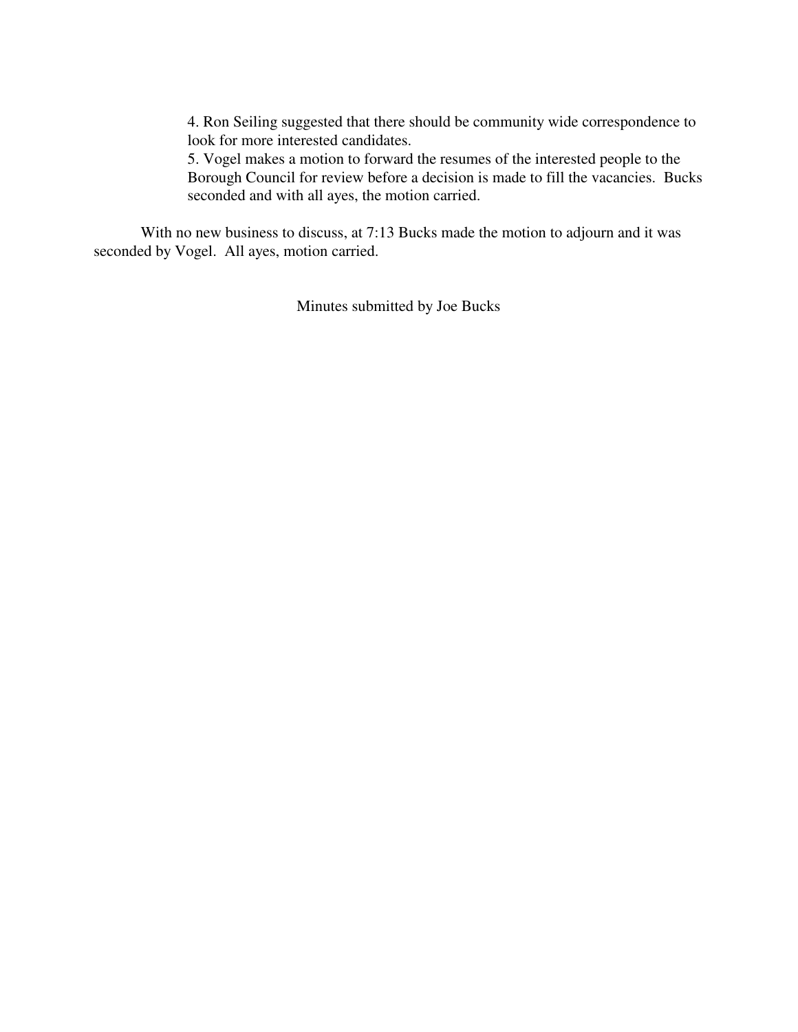4. Ron Seiling suggested that there should be community wide correspondence to look for more interested candidates.
5. Vogel makes a motion to forward the resumes of the interested people to the Borough Council for review before a decision is made to fill the vacancies. Bucks seconded and with all ayes, the motion carried.

With no new business to discuss, at 7:13 Bucks made the motion to adjourn and it was seconded by Vogel. All ayes, motion carried.

Minutes submitted by Joe Bucks